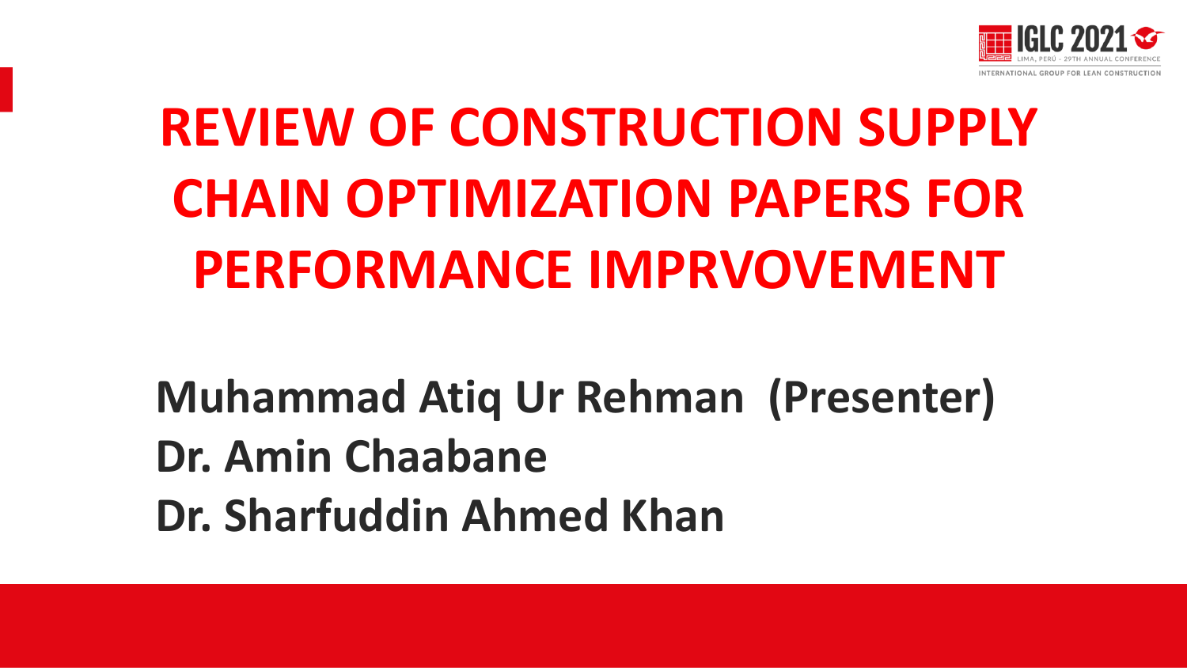# REVIEW OF CONSTRUCTION SUPPLY CHAIN OPTIMIZATION PAPERS FOR PERFORMANCE IMPRVOVEMENT

**Muhammad Atiq Ur Rehman (Presenter)**
**Dr. Amin Chaabane**
**Dr. Sharfuddin Ahmed Khan**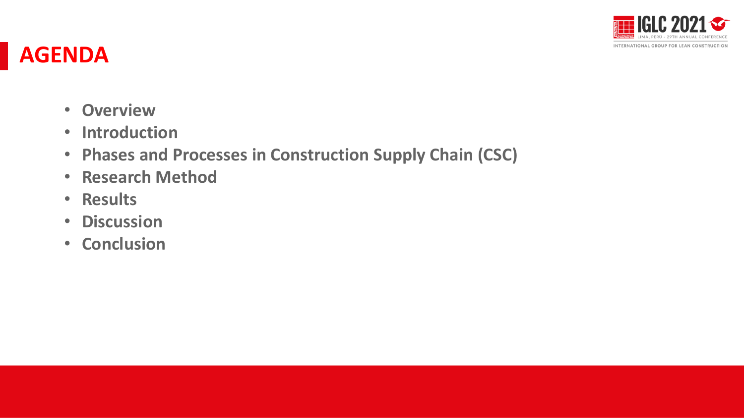# AGENDA

- **Overview**
- **Introduction**
- **Phases and Processes in Construction Supply Chain (CSC)**
- **Research Method**
- **Results**
- **Discussion**
- **Conclusion**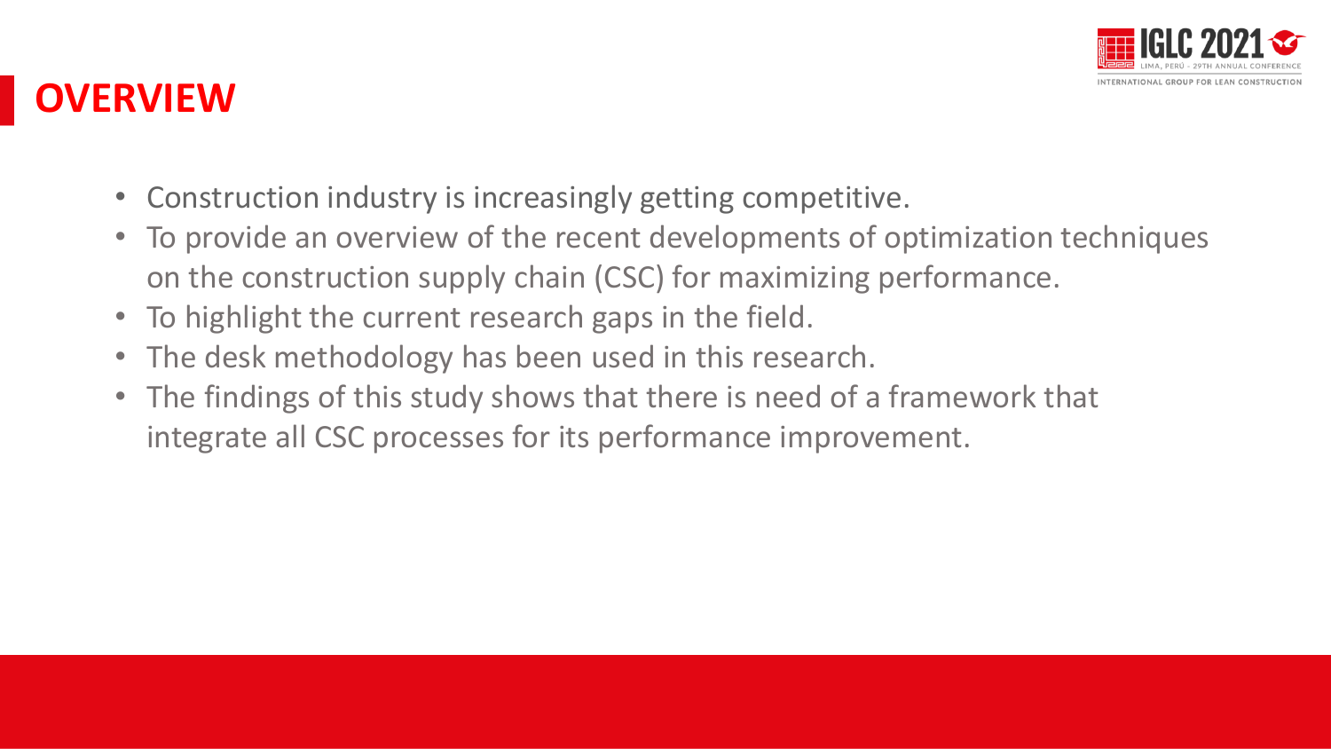# OVERVIEW

- Construction industry is increasingly getting competitive.
- To provide an overview of the recent developments of optimization techniques on the construction supply chain (CSC) for maximizing performance.
- To highlight the current research gaps in the field.
- The desk methodology has been used in this research.
- The findings of this study shows that there is need of a framework that integrate all CSC processes for its performance improvement.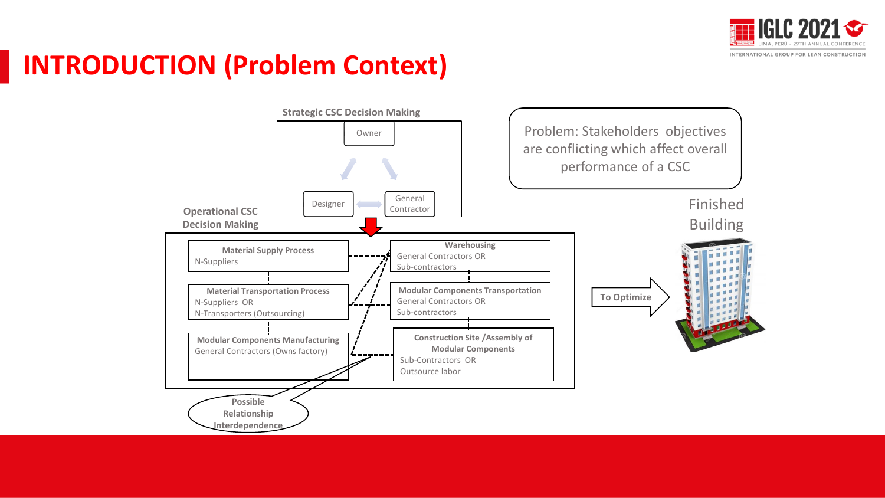# INTRODUCTION (Problem Context)

**Strategic CSC Decision Making**

Owner

Designer

General Contractor

Problem: Stakeholders objectives are conflicting which affect overall performance of a CSC

**Operational CSC Decision Making**

**Material Supply Process**
N-Suppliers

**Material Transportation Process**
N-Suppliers OR
N-Transporters (Outsourcing)

**Modular Components Manufacturing**
General Contractors (Owns factory)

**Warehousing**
General Contractors OR
Sub-contractors

**Modular Components Transportation**
General Contractors OR
Sub-contractors

**Construction Site /Assembly of Modular Components**
Sub-Contractors OR
Outsource labor

**To Optimize**

Finished Building

**Possible Relationship Interdependence**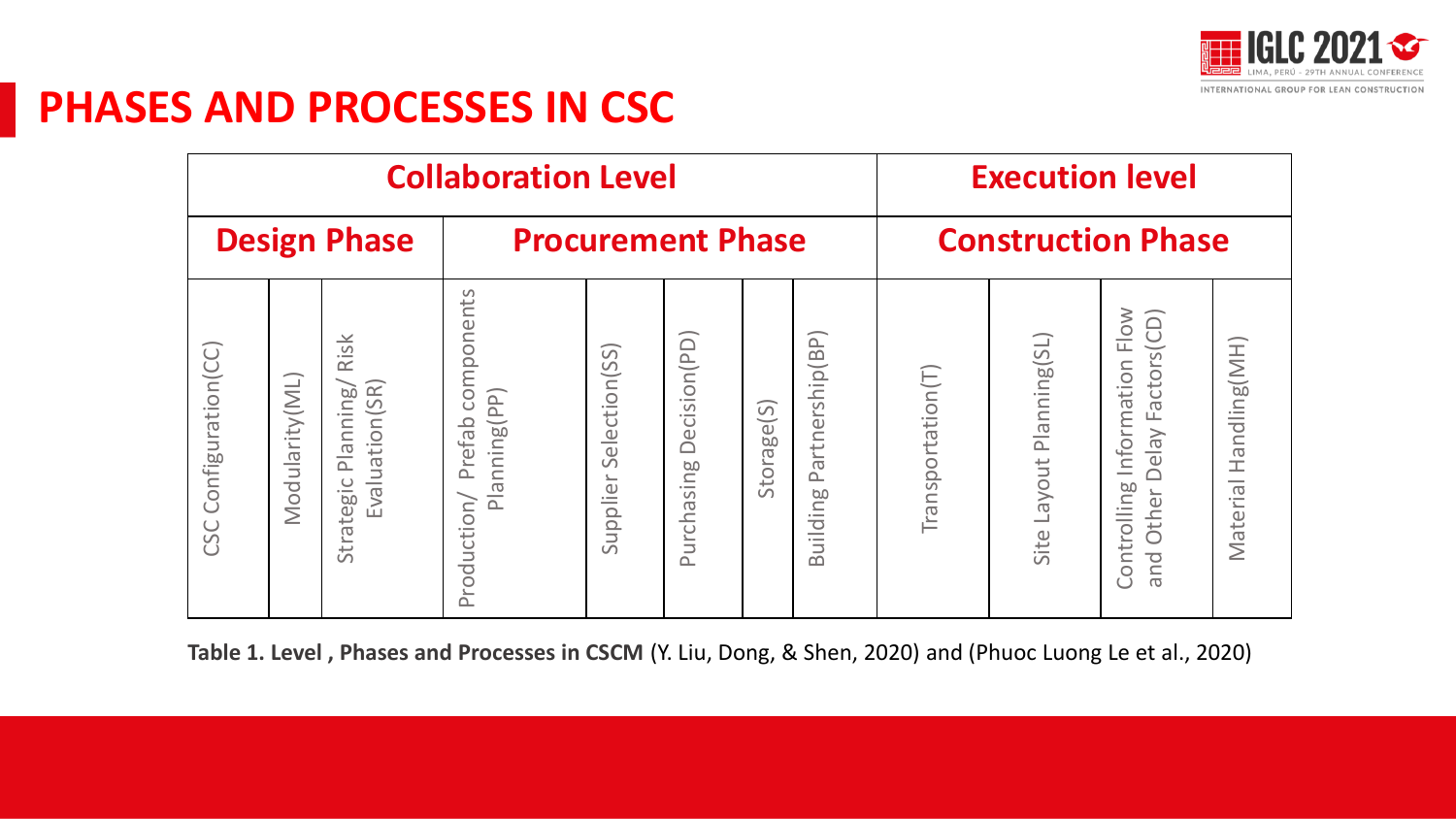# PHASES AND PROCESSES IN CSC

| Collaboration Level | | | | | | | | Execution level | | | |
|---|---|---|---|---|---|---|---|---|---|---|---|
| **Design Phase** | | | **Procurement Phase** | | | | | **Construction Phase** | | | |
| CSC Configuration(CC) | Modularity(ML) | Strategic Planning/ Risk Evaluation(SR) | Production/ Prefab components Planning(PP) | Supplier Selection(SS) | Purchasing Decision(PD) | Storage(S) | Building Partnership(BP) | Transportation(T) | Site Layout Planning(SL) | Controlling Information Flow and Other Delay Factors(CD) | Material Handling(MH) |

**Table 1. Level , Phases and Processes in CSCM** (Y. Liu, Dong, & Shen, 2020) and (Phuoc Luong Le et al., 2020)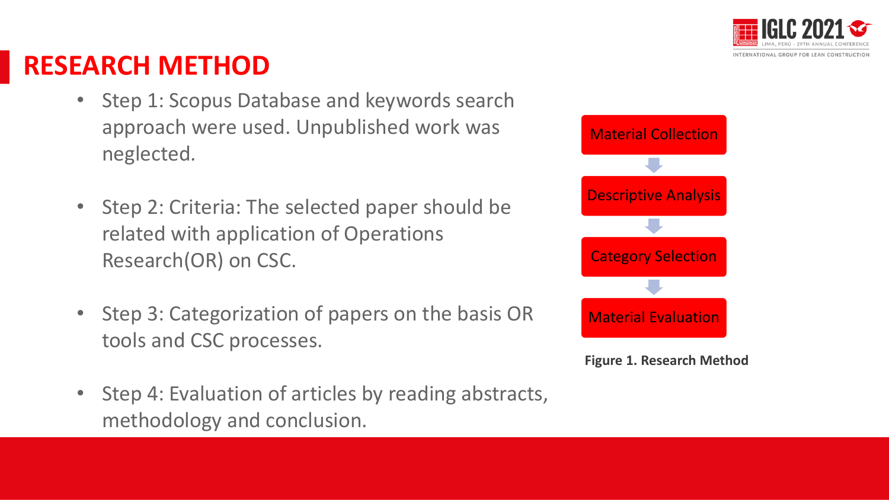# RESEARCH METHOD

- Step 1: Scopus Database and keywords search approach were used. Unpublished work was neglected.
- Step 2: Criteria: The selected paper should be related with application of Operations Research(OR) on CSC.
- Step 3: Categorization of papers on the basis OR tools and CSC processes.
- Step 4: Evaluation of articles by reading abstracts, methodology and conclusion.

Material Collection → Descriptive Analysis → Category Selection → Material Evaluation

**Figure 1. Research Method**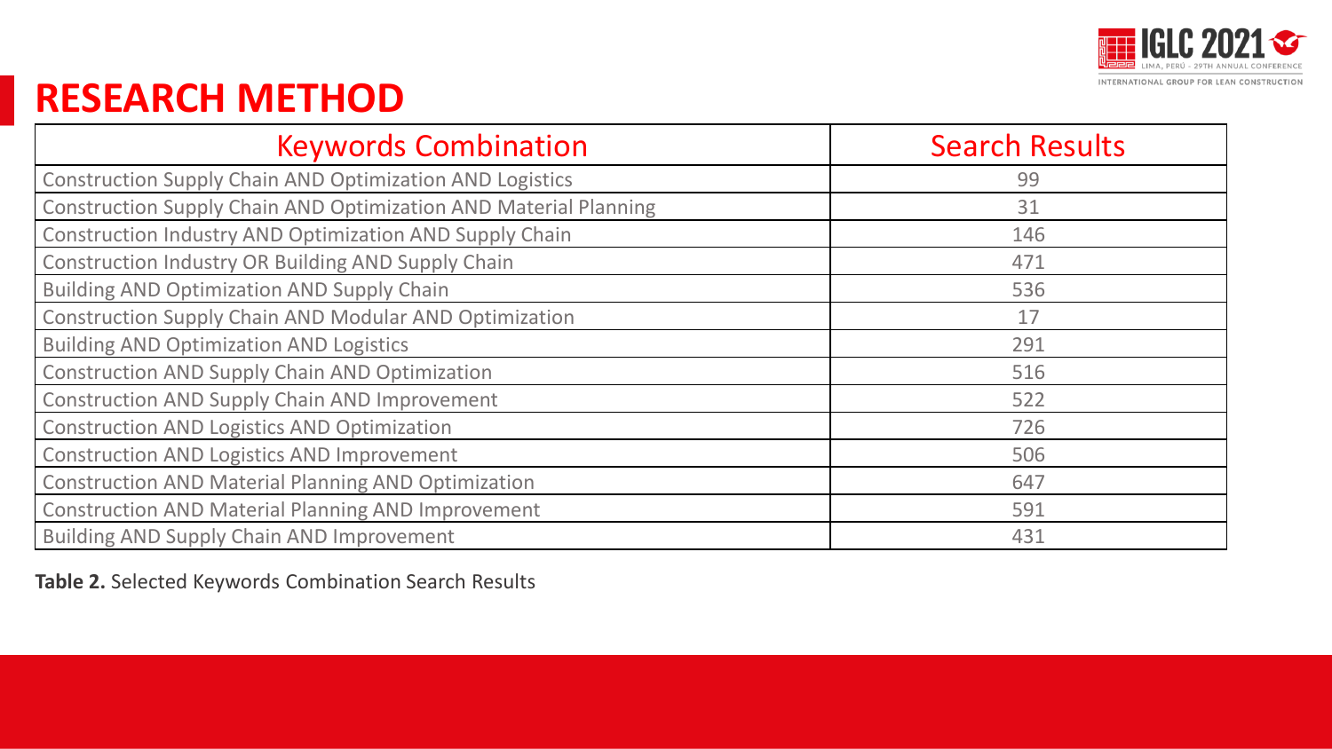# RESEARCH METHOD

| Keywords Combination | Search Results |
| --- | --- |
| Construction Supply Chain AND Optimization AND Logistics | 99 |
| Construction Supply Chain AND Optimization AND Material Planning | 31 |
| Construction Industry AND Optimization AND Supply Chain | 146 |
| Construction Industry OR Building AND Supply Chain | 471 |
| Building AND Optimization AND Supply Chain | 536 |
| Construction Supply Chain AND Modular AND Optimization | 17 |
| Building AND Optimization AND Logistics | 291 |
| Construction AND Supply Chain AND Optimization | 516 |
| Construction AND Supply Chain AND Improvement | 522 |
| Construction AND Logistics AND Optimization | 726 |
| Construction AND Logistics AND Improvement | 506 |
| Construction AND Material Planning AND Optimization | 647 |
| Construction AND Material Planning AND Improvement | 591 |
| Building AND Supply Chain AND Improvement | 431 |

**Table 2.** Selected Keywords Combination Search Results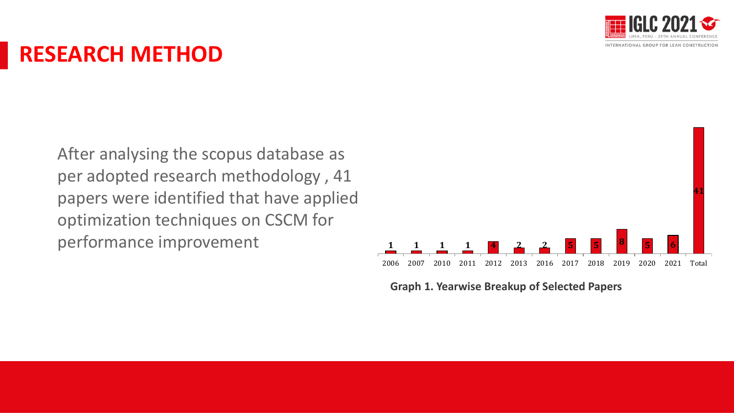# RESEARCH METHOD

After analysing the scopus database as per adopted research methodology , 41 papers were identified that have applied optimization techniques on CSCM for performance improvement

| 2006 | 2007 | 2010 | 2011 | 2012 | 2013 | 2016 | 2017 | 2018 | 2019 | 2020 | 2021 | Total |
|---|---|---|---|---|---|---|---|---|---|---|---|---|
| 1 | 1 | 1 | 1 | 4 | 2 | 2 | 5 | 5 | 8 | 5 | 6 | 41 |

**Graph 1. Yearwise Breakup of Selected Papers**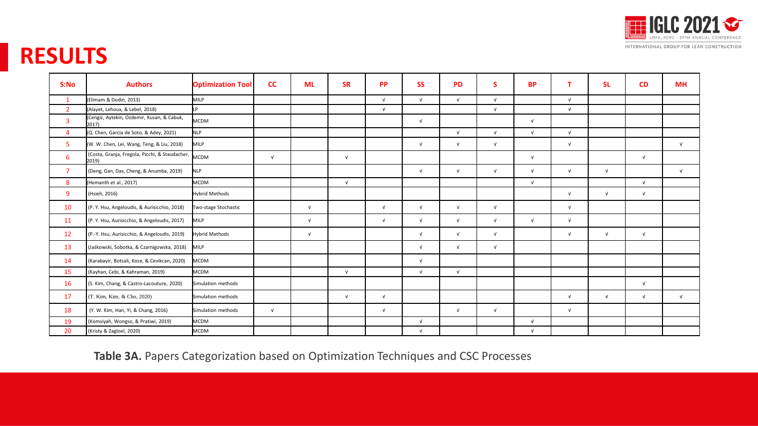# RESULTS

| S:No | Authors | Optimization Tool | CC | ML | SR | PP | SS | PD | S | BP | T | SL | CD | MH |
|---|---|---|---|---|---|---|---|---|---|---|---|---|---|---|
| 1 | (Elimam & Dodin, 2013) | MILP | | | | √ | √ | √ | √ | | √ | | | |
| 2 | (Alayet, Lehoux, & Lebel, 2018) | LP | | | | √ | | | √ | | √ | | | |
| 3 | (Cengiz, Aytekin, Ozdemir, Kusan, & Cabuk, 2017) | MCDM | | | | | √ | | | √ | | | | |
| 4 | (Q. Chen, García de Soto, & Adey, 2021) | NLP | | | | | | √ | √ | √ | √ | | | |
| 5 | (W. W. Chen, Lei, Wang, Teng, & Liu, 2018) | MILP | | | | | √ | √ | √ | | √ | | | √ |
| 6 | (Costa, Granja, Fregola, Picchi, & Staudacher, 2019) | MCDM | √ | | √ | | | | | √ | | | √ | |
| 7 | (Deng, Gan, Das, Cheng, & Anumba, 2019) | NLP | | | | | √ | √ | √ | √ | √ | √ | | √ |
| 8 | (Hemanth et al., 2017) | MCDM | | | √ | | | | | √ | | | √ | |
| 9 | (Hsieh, 2016) | Hybrid Methods | | | | | | | | | √ | √ | √ | |
| 10 | (P. Y. Hsu, Angeloudis, & Aurisicchio, 2018) | Two-stage Stochastic | | √ | | √ | √ | √ | √ | | √ | | | |
| 11 | (P. Y. Hsu, Aurisicchio, & Angeloudis, 2017) | MILP | | √ | | √ | √ | √ | √ | √ | √ | | | |
| 12 | (P.-Y. Hsu, Aurisicchio, & Angeloudis, 2019) | Hybrid Methods | | √ | | | √ | √ | √ | | √ | √ | √ | |
| 13 | (Jaśkowski, Sobotka, & Czarnigowska, 2018) | MILP | | | | | √ | √ | √ | | | | | |
| 14 | (Karabayir, Botsali, Kose, & Cevikcan, 2020) | MCDM | | | | | √ | | | | | | | |
| 15 | (Kayhan, Cebi, & Kahraman, 2019) | MCDM | | | √ | | √ | √ | | | | | | |
| 16 | (S. Kim, Chang, & Castro-Lacouture, 2020) | Simulation methods | | | | | | | | | | | √ | |
| 17 | (T. Kim, Kim, & Cho, 2020) | Simulation methods | | | √ | √ | | | | | √ | √ | √ | √ |
| 18 | (Y. W. Kim, Han, Yi, & Chang, 2016) | Simulation methods | √ | | | √ | | √ | √ | | √ | | | |
| 19 | (Komsiyah, Wongso, & Pratiwi, 2019) | MCDM | | | | | √ | | | √ | | | | |
| 20 | (Kristy & Zagloel, 2020) | MCDM | | | | | √ | | | √ | | | | |

**Table 3A.** Papers Categorization based on Optimization Techniques and CSC Processes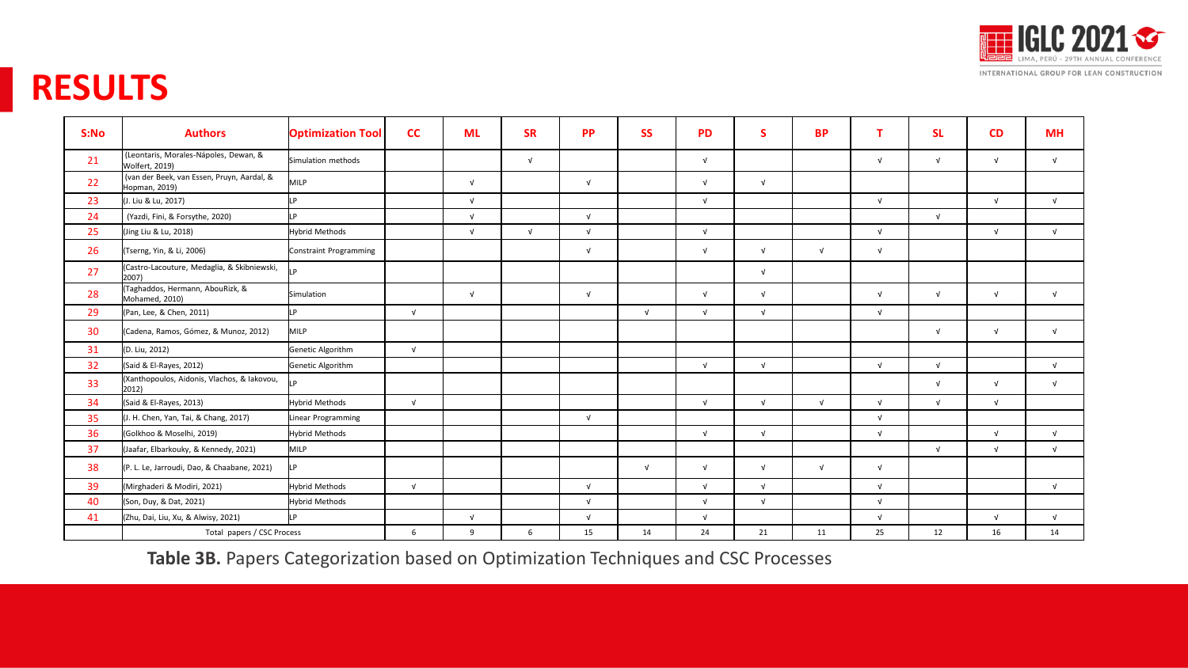# RESULTS

| S:No | Authors | Optimization Tool | CC | ML | SR | PP | SS | PD | S | BP | T | SL | CD | MH |
|---|---|---|---|---|---|---|---|---|---|---|---|---|---|---|
| 21 | (Leontaris, Morales-Nápoles, Dewan, & Wolfert, 2019) | Simulation methods | | | √ | | | √ | | | √ | √ | √ | √ |
| 22 | (van der Beek, van Essen, Pruyn, Aardal, & Hopman, 2019) | MILP | | √ | | √ | | √ | √ | | | | | |
| 23 | (J. Liu & Lu, 2017) | LP | | √ | | | | √ | | | √ | | √ | √ |
| 24 | (Yazdi, Fini, & Forsythe, 2020) | LP | | √ | | √ | | | | | | √ | | |
| 25 | (Jing Liu & Lu, 2018) | Hybrid Methods | | √ | √ | √ | | √ | | | √ | | √ | √ |
| 26 | (Tserng, Yin, & Li, 2006) | Constraint Programming | | | | √ | | √ | √ | √ | √ | | | |
| 27 | (Castro-Lacouture, Medaglia, & Skibniewski, 2007) | LP | | | | | | | √ | | | | | |
| 28 | (Taghaddos, Hermann, AbouRizk, & Mohamed, 2010) | Simulation | | √ | | √ | | √ | √ | | √ | √ | √ | √ |
| 29 | (Pan, Lee, & Chen, 2011) | LP | √ | | | | √ | √ | √ | | √ | | | |
| 30 | (Cadena, Ramos, Gómez, & Munoz, 2012) | MILP | | | | | | | | | | √ | √ | √ |
| 31 | (D. Liu, 2012) | Genetic Algorithm | √ | | | | | | | | | | | |
| 32 | (Said & El-Rayes, 2012) | Genetic Algorithm | | | | | | √ | √ | | √ | √ | | √ |
| 33 | (Xanthopoulos, Aidonis, Vlachos, & Iakovou, 2012) | LP | | | | | | | | | | √ | √ | √ |
| 34 | (Said & El-Rayes, 2013) | Hybrid Methods | √ | | | | | √ | √ | √ | √ | √ | √ | |
| 35 | (J. H. Chen, Yan, Tai, & Chang, 2017) | Linear Programming | | | | √ | | | | | √ | | | |
| 36 | (Golkhoo & Moselhi, 2019) | Hybrid Methods | | | | | | √ | √ | | √ | | √ | √ |
| 37 | (Jaafar, Elbarkouky, & Kennedy, 2021) | MILP | | | | | | | | | | √ | √ | √ |
| 38 | (P. L. Le, Jarroudi, Dao, & Chaabane, 2021) | LP | | | | | √ | √ | √ | √ | √ | | | |
| 39 | (Mirghaderi & Modiri, 2021) | Hybrid Methods | √ | | | √ | | √ | √ | | √ | | | √ |
| 40 | (Son, Duy, & Dat, 2021) | Hybrid Methods | | | | √ | | √ | √ | | √ | | | |
| 41 | (Zhu, Dai, Liu, Xu, & Alwisy, 2021) | LP | | √ | | √ | | √ | | | √ | | √ | √ |
| | Total papers / CSC Process | | 6 | 9 | 6 | 15 | 14 | 24 | 21 | 11 | 25 | 12 | 16 | 14 |

**Table 3B.** Papers Categorization based on Optimization Techniques and CSC Processes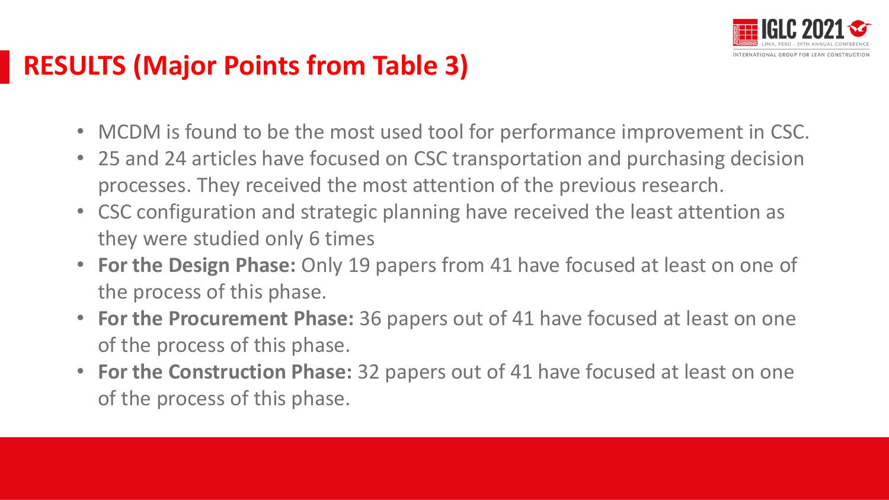## RESULTS (Major Points from Table 3)

- MCDM is found to be the most used tool for performance improvement in CSC.
- 25 and 24 articles have focused on CSC transportation and purchasing decision processes. They received the most attention of the previous research.
- CSC configuration and strategic planning have received the least attention as they were studied only 6 times
- **For the Design Phase:** Only 19 papers from 41 have focused at least on one of the process of this phase.
- **For the Procurement Phase:** 36 papers out of 41 have focused at least on one of the process of this phase.
- **For the Construction Phase:** 32 papers out of 41 have focused at least on one of the process of this phase.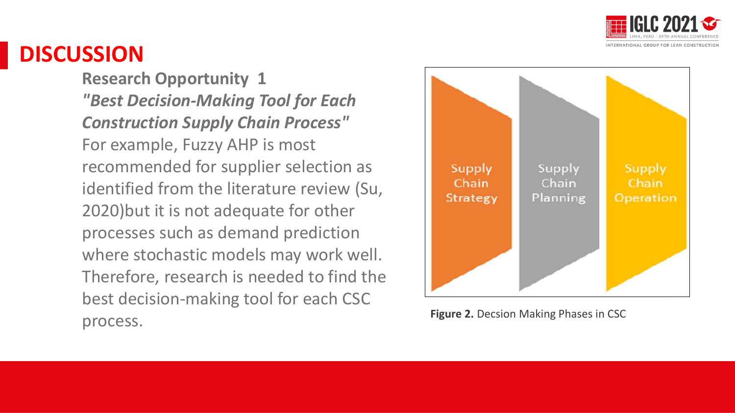# DISCUSSION

**Research Opportunity 1**

***"Best Decision-Making Tool for Each Construction Supply Chain Process"***

For example, Fuzzy AHP is most recommended for supplier selection as identified from the literature review (Su, 2020)but it is not adequate for other processes such as demand prediction where stochastic models may work well. Therefore, research is needed to find the best decision-making tool for each CSC process.

Supply Chain Strategy | Supply Chain Planning | Supply Chain Operation

**Figure 2.** Decsion Making Phases in CSC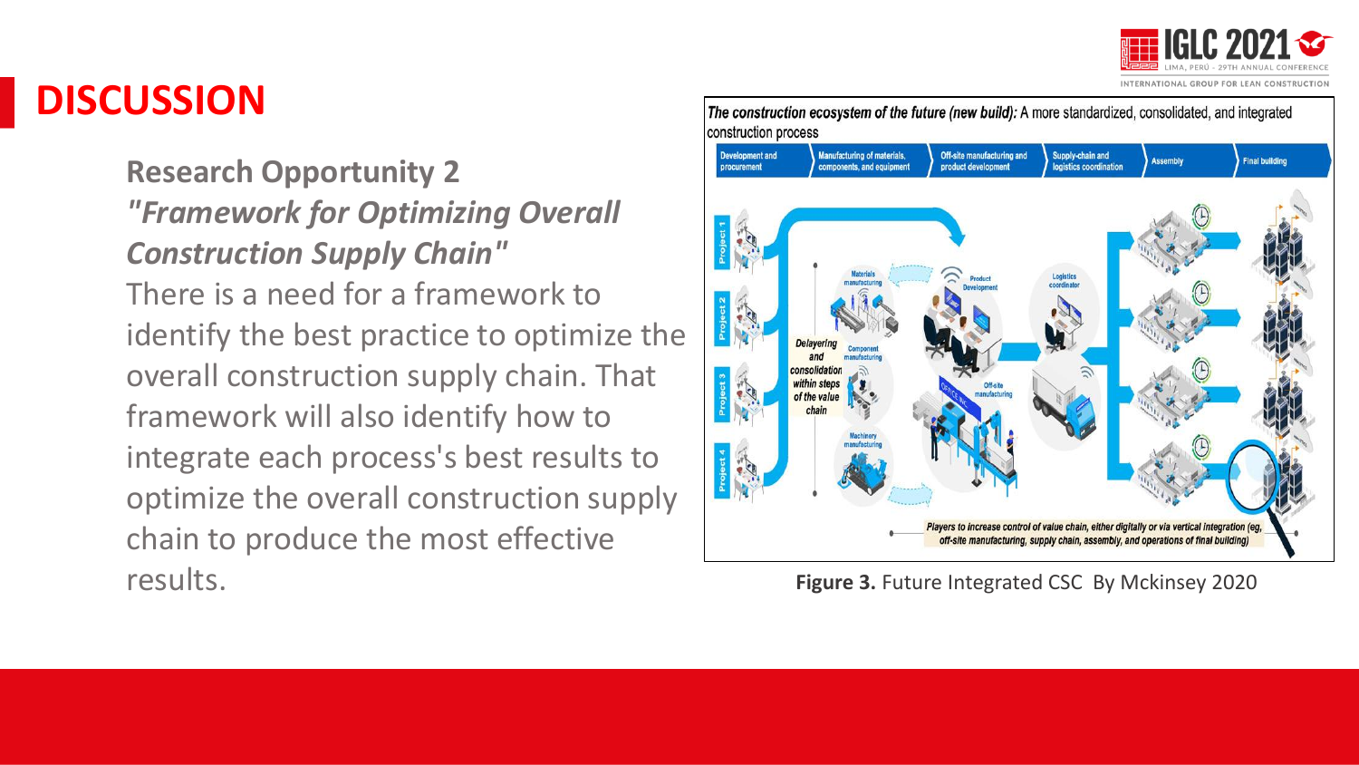# DISCUSSION

**Research Opportunity 2**

***"Framework for Optimizing Overall Construction Supply Chain"***

There is a need for a framework to identify the best practice to optimize the overall construction supply chain. That framework will also identify how to integrate each process's best results to optimize the overall construction supply chain to produce the most effective results.

**Figure 3.** Future Integrated CSC By Mckinsey 2020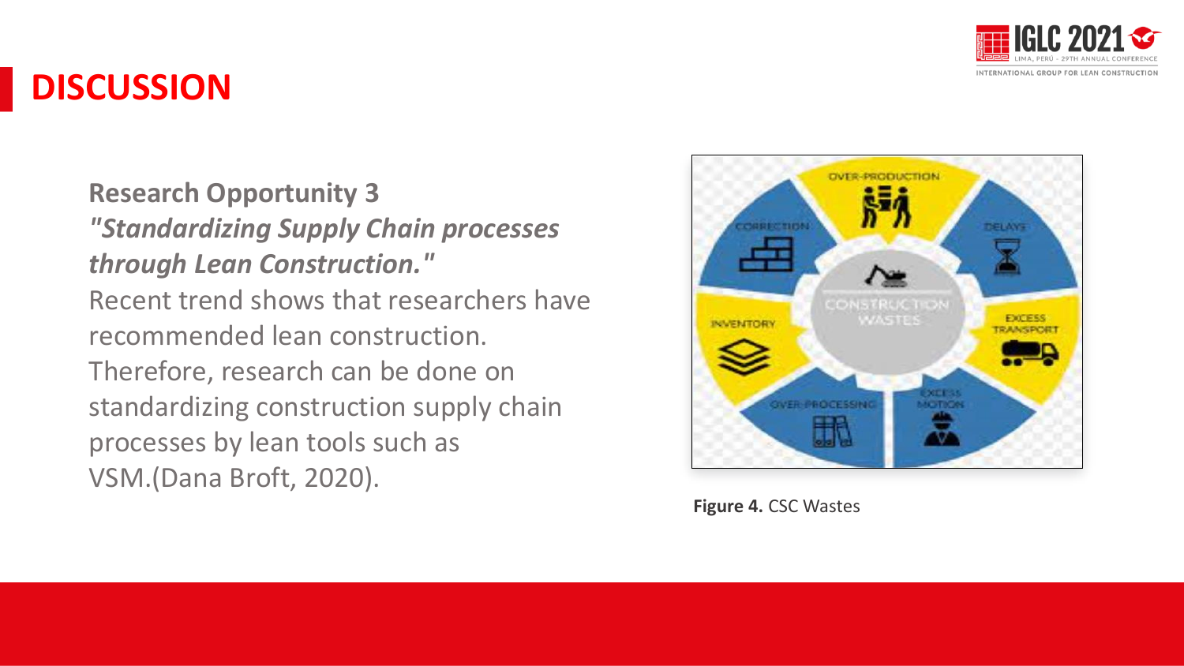## DISCUSSION

**Research Opportunity 3**

***"Standardizing Supply Chain processes through Lean Construction."***

Recent trend shows that researchers have recommended lean construction. Therefore, research can be done on standardizing construction supply chain processes by lean tools such as VSM.(Dana Broft, 2020).

**Figure 4.** CSC Wastes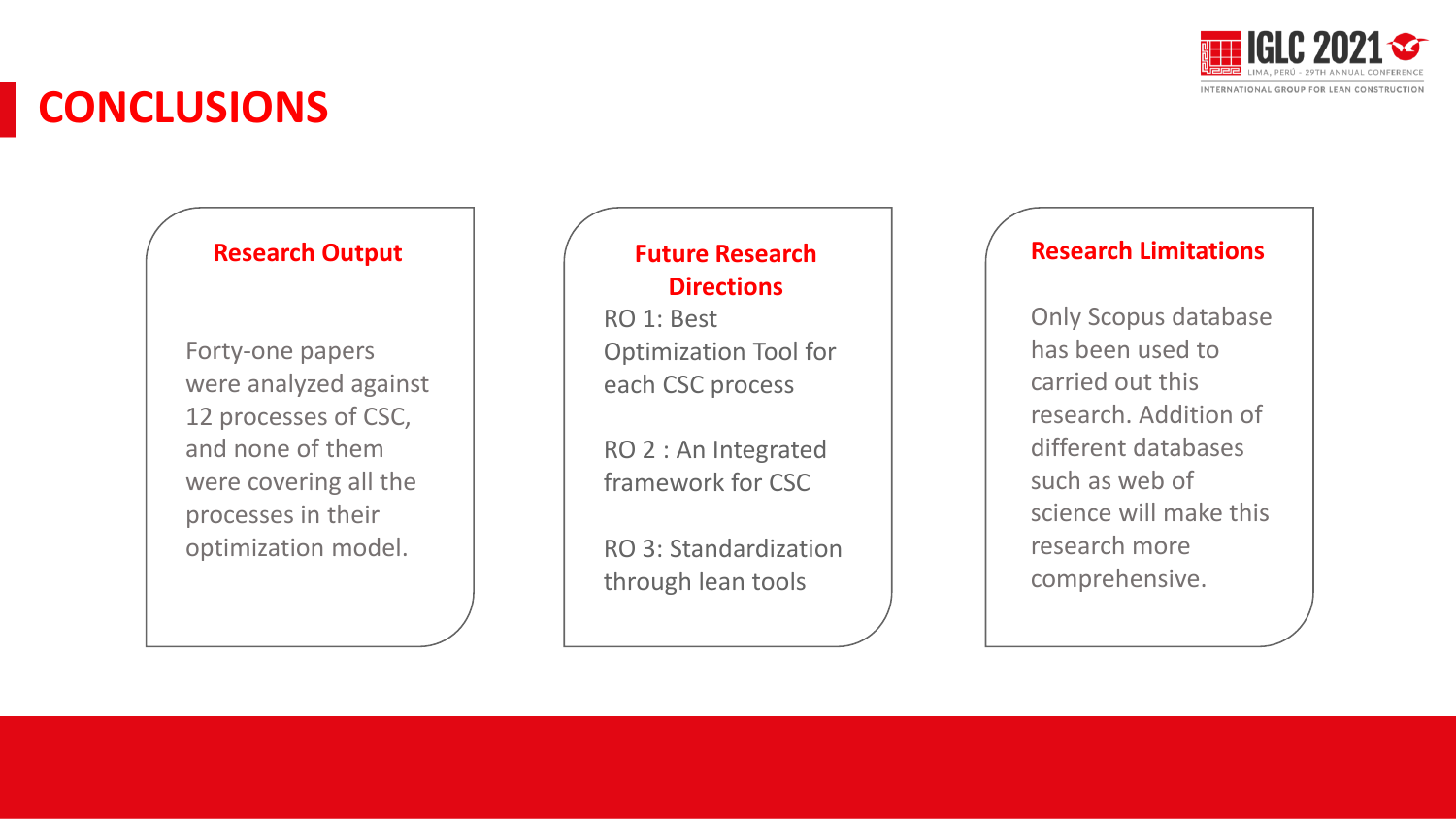# CONCLUSIONS

### Research Output

Forty-one papers were analyzed against 12 processes of CSC, and none of them were covering all the processes in their optimization model.

### Future Research Directions

RO 1: Best Optimization Tool for each CSC process

RO 2 : An Integrated framework for CSC

RO 3: Standardization through lean tools

### Research Limitations

Only Scopus database has been used to carried out this research. Addition of different databases such as web of science will make this research more comprehensive.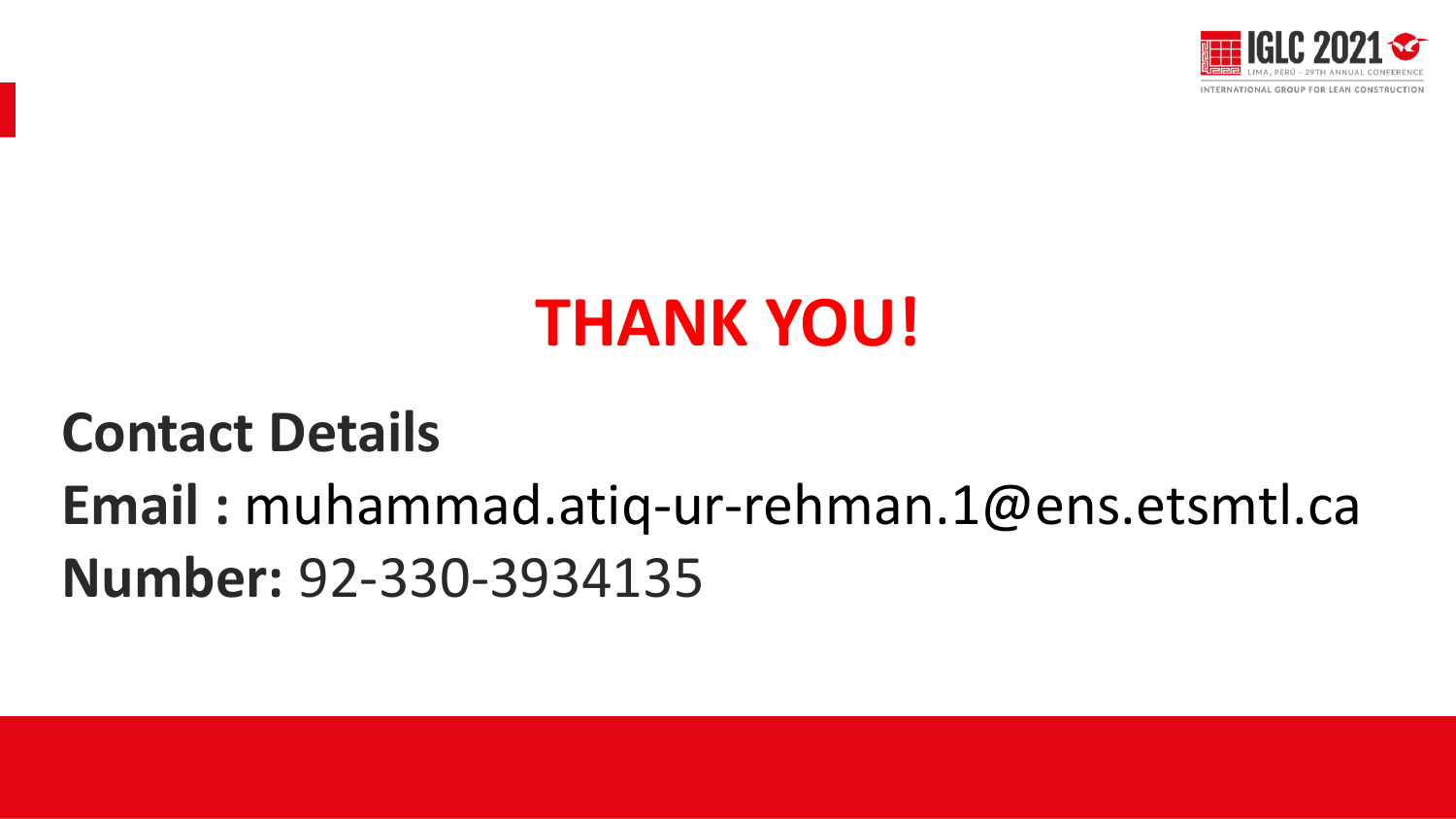# THANK YOU!

**Contact Details**

**Email :** muhammad.atiq-ur-rehman.1@ens.etsmtl.ca

**Number:** 92-330-3934135